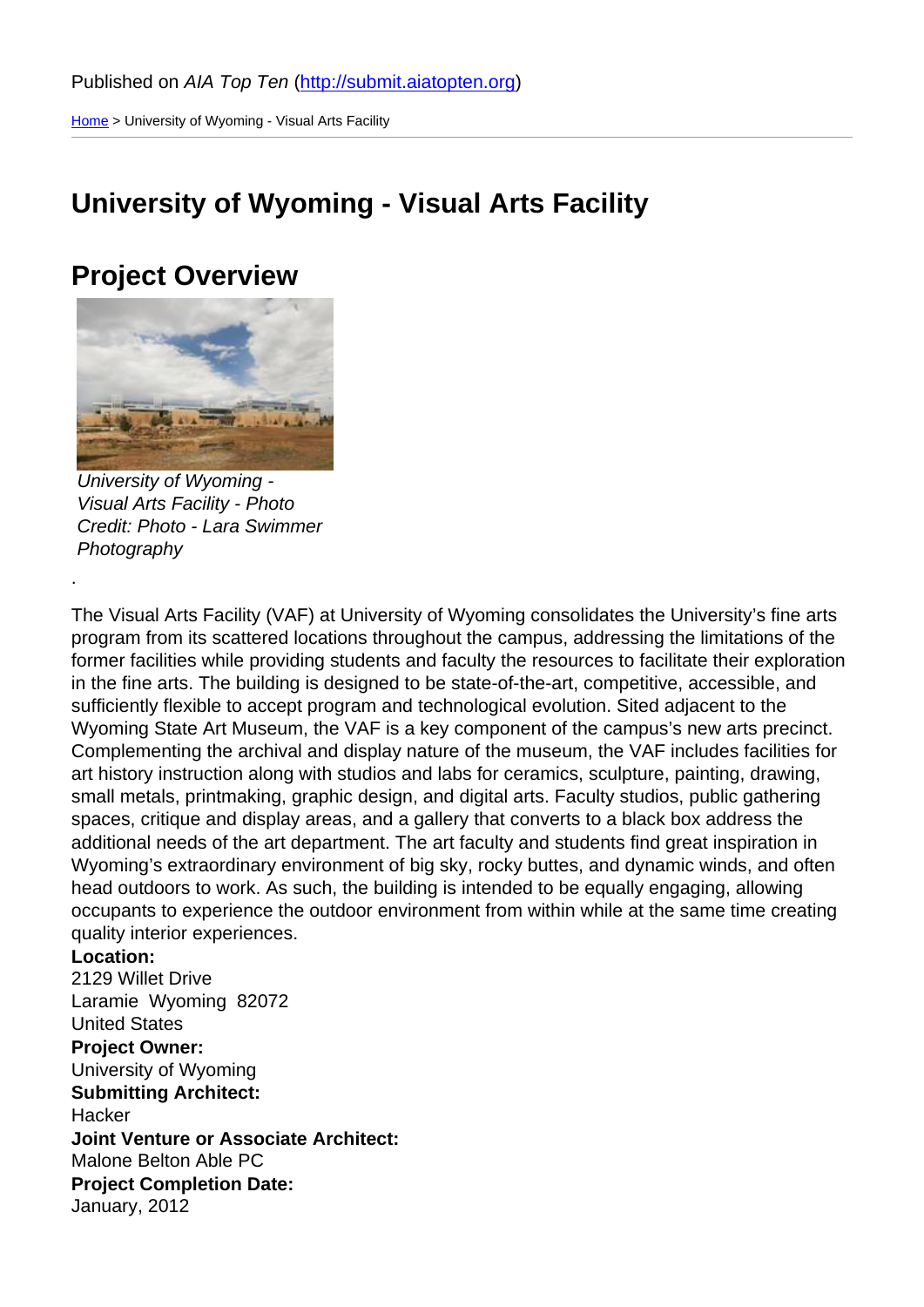Published on *AIA Top Ten* (http://submit.aiatopten.org)

Home > University of Wyoming - Visual Arts Facility

# University of Wyoming - Visual Arts Facility

## Project Overview

*University of Wyoming - Visual Arts Facility - Photo Credit: Photo - Lara Swimmer Photography*

.

The Visual Arts Facility (VAF) at University of Wyoming consolidates the University's fine arts program from its scattered locations throughout the campus, addressing the limitations of the former facilities while providing students and faculty the resources to facilitate their exploration in the fine arts. The building is designed to be state-of-the-art, competitive, accessible, and sufficiently flexible to accept program and technological evolution. Sited adjacent to the Wyoming State Art Museum, the VAF is a key component of the campus's new arts precinct. Complementing the archival and display nature of the museum, the VAF includes facilities for art history instruction along with studios and labs for ceramics, sculpture, painting, drawing, small metals, printmaking, graphic design, and digital arts. Faculty studios, public gathering spaces, critique and display areas, and a gallery that converts to a black box address the additional needs of the art department. The art faculty and students find great inspiration in Wyoming's extraordinary environment of big sky, rocky buttes, and dynamic winds, and often head outdoors to work. As such, the building is intended to be equally engaging, allowing occupants to experience the outdoor environment from within while at the same time creating quality interior experiences.

**Location:**
2129 Willet Drive
Laramie Wyoming 82072
United States

**Project Owner:**
University of Wyoming

**Submitting Architect:**
Hacker

**Joint Venture or Associate Architect:**
Malone Belton Able PC

**Project Completion Date:**
January, 2012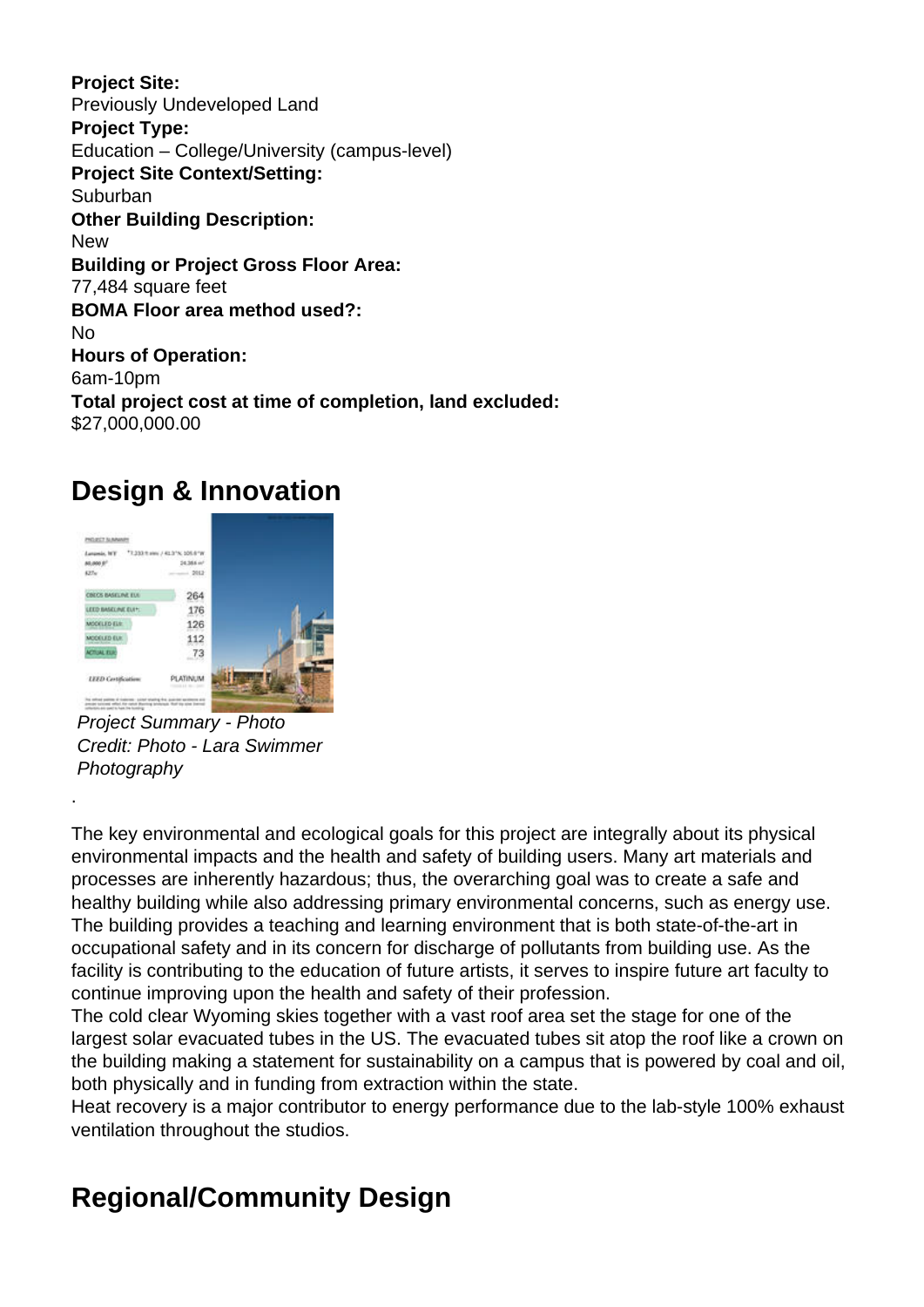**Project Site:**
Previously Undeveloped Land
**Project Type:**
Education – College/University (campus-level)
**Project Site Context/Setting:**
Suburban
**Other Building Description:**
New
**Building or Project Gross Floor Area:**
77,484 square feet
**BOMA Floor area method used?:**
No
**Hours of Operation:**
6am-10pm
**Total project cost at time of completion, land excluded:**
$27,000,000.00

## Design & Innovation

*Project Summary - Photo Credit: Photo - Lara Swimmer Photography*

.

The key environmental and ecological goals for this project are integrally about its physical environmental impacts and the health and safety of building users. Many art materials and processes are inherently hazardous; thus, the overarching goal was to create a safe and healthy building while also addressing primary environmental concerns, such as energy use. The building provides a teaching and learning environment that is both state-of-the-art in occupational safety and in its concern for discharge of pollutants from building use. As the facility is contributing to the education of future artists, it serves to inspire future art faculty to continue improving upon the health and safety of their profession.
The cold clear Wyoming skies together with a vast roof area set the stage for one of the largest solar evacuated tubes in the US. The evacuated tubes sit atop the roof like a crown on the building making a statement for sustainability on a campus that is powered by coal and oil, both physically and in funding from extraction within the state.
Heat recovery is a major contributor to energy performance due to the lab-style 100% exhaust ventilation throughout the studios.

## Regional/Community Design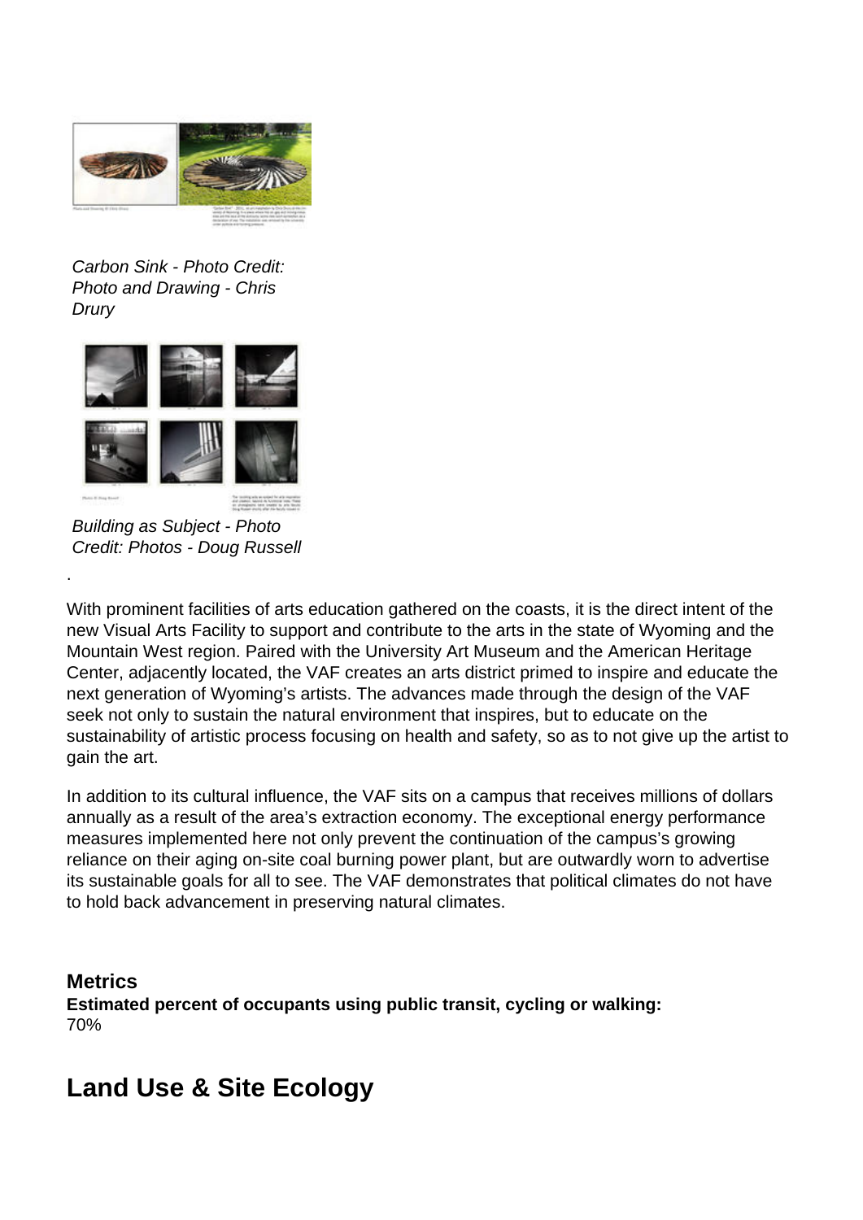*Carbon Sink - Photo Credit: Photo and Drawing - Chris Drury*

*Building as Subject - Photo Credit: Photos - Doug Russell*

.

With prominent facilities of arts education gathered on the coasts, it is the direct intent of the new Visual Arts Facility to support and contribute to the arts in the state of Wyoming and the Mountain West region. Paired with the University Art Museum and the American Heritage Center, adjacently located, the VAF creates an arts district primed to inspire and educate the next generation of Wyoming's artists. The advances made through the design of the VAF seek not only to sustain the natural environment that inspires, but to educate on the sustainability of artistic process focusing on health and safety, so as to not give up the artist to gain the art.

In addition to its cultural influence, the VAF sits on a campus that receives millions of dollars annually as a result of the area's extraction economy. The exceptional energy performance measures implemented here not only prevent the continuation of the campus's growing reliance on their aging on-site coal burning power plant, but are outwardly worn to advertise its sustainable goals for all to see. The VAF demonstrates that political climates do not have to hold back advancement in preserving natural climates.

### Metrics

**Estimated percent of occupants using public transit, cycling or walking:**
70%

## Land Use & Site Ecology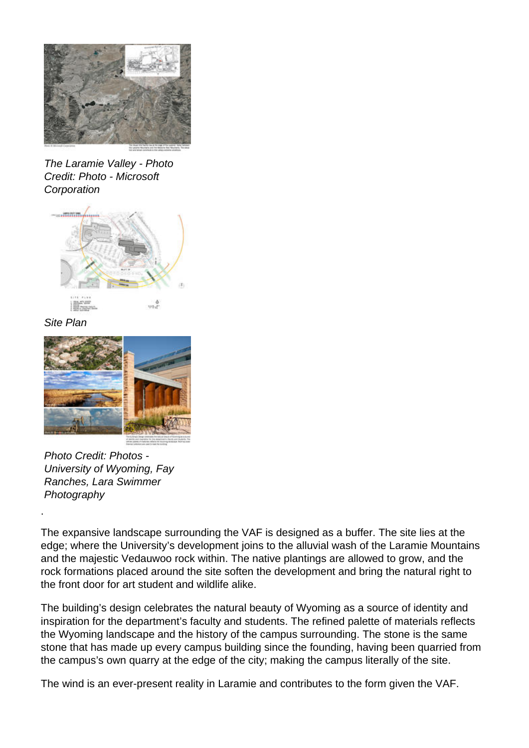*The Laramie Valley - Photo Credit: Photo - Microsoft Corporation*

*Site Plan*

*Photo Credit: Photos - University of Wyoming, Fay Ranches, Lara Swimmer Photography*

.

The expansive landscape surrounding the VAF is designed as a buffer. The site lies at the edge; where the University's development joins to the alluvial wash of the Laramie Mountains and the majestic Vedauwoo rock within. The native plantings are allowed to grow, and the rock formations placed around the site soften the development and bring the natural right to the front door for art student and wildlife alike.

The building's design celebrates the natural beauty of Wyoming as a source of identity and inspiration for the department's faculty and students. The refined palette of materials reflects the Wyoming landscape and the history of the campus surrounding. The stone is the same stone that has made up every campus building since the founding, having been quarried from the campus's own quarry at the edge of the city; making the campus literally of the site.

The wind is an ever-present reality in Laramie and contributes to the form given the VAF.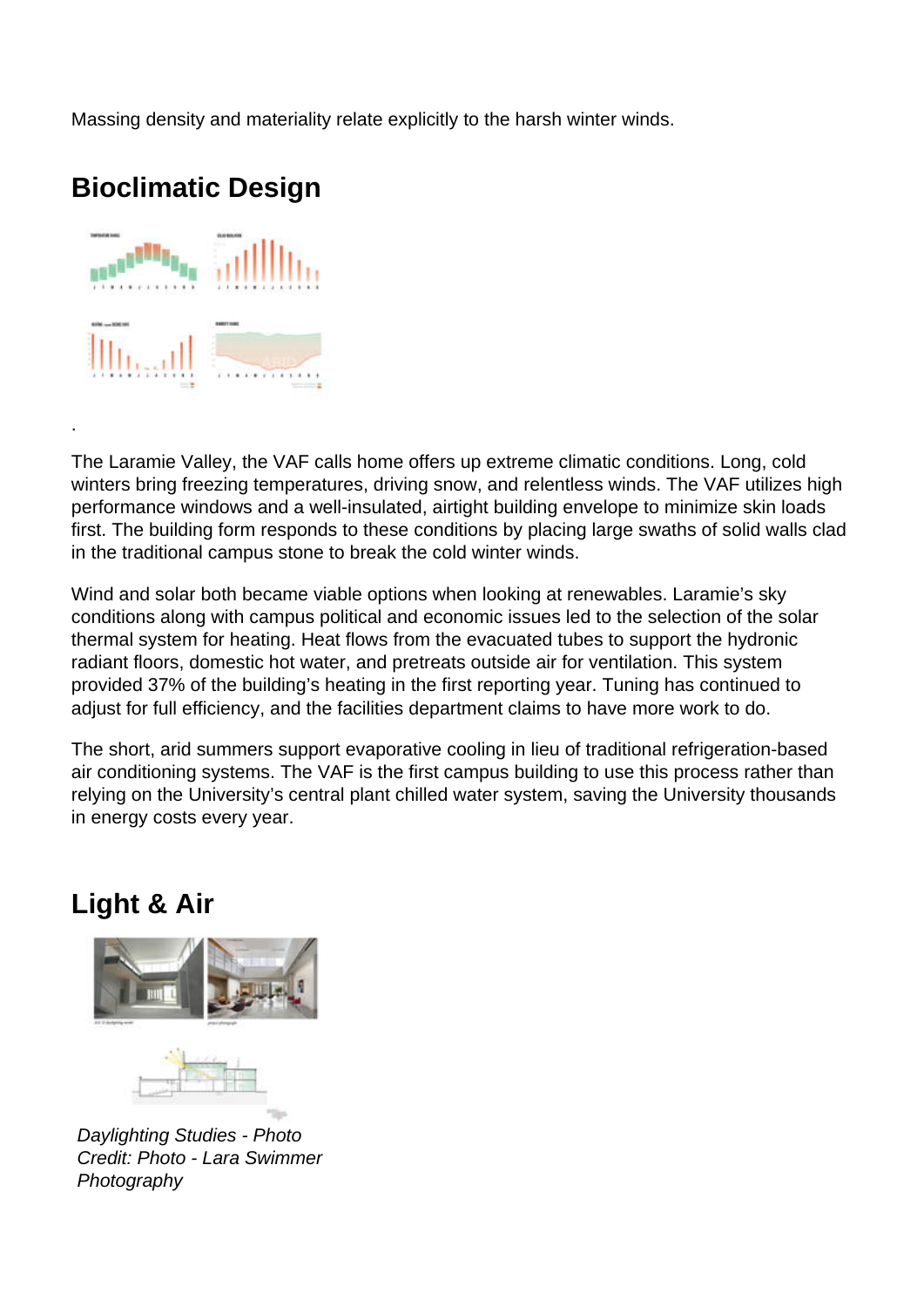Massing density and materiality relate explicitly to the harsh winter winds.

## Bioclimatic Design

.

The Laramie Valley, the VAF calls home offers up extreme climatic conditions. Long, cold winters bring freezing temperatures, driving snow, and relentless winds. The VAF utilizes high performance windows and a well-insulated, airtight building envelope to minimize skin loads first. The building form responds to these conditions by placing large swaths of solid walls clad in the traditional campus stone to break the cold winter winds.

Wind and solar both became viable options when looking at renewables. Laramie's sky conditions along with campus political and economic issues led to the selection of the solar thermal system for heating. Heat flows from the evacuated tubes to support the hydronic radiant floors, domestic hot water, and pretreats outside air for ventilation. This system provided 37% of the building's heating in the first reporting year. Tuning has continued to adjust for full efficiency, and the facilities department claims to have more work to do.

The short, arid summers support evaporative cooling in lieu of traditional refrigeration-based air conditioning systems. The VAF is the first campus building to use this process rather than relying on the University's central plant chilled water system, saving the University thousands in energy costs every year.

## Light & Air

*Daylighting Studies - Photo Credit: Photo - Lara Swimmer Photography*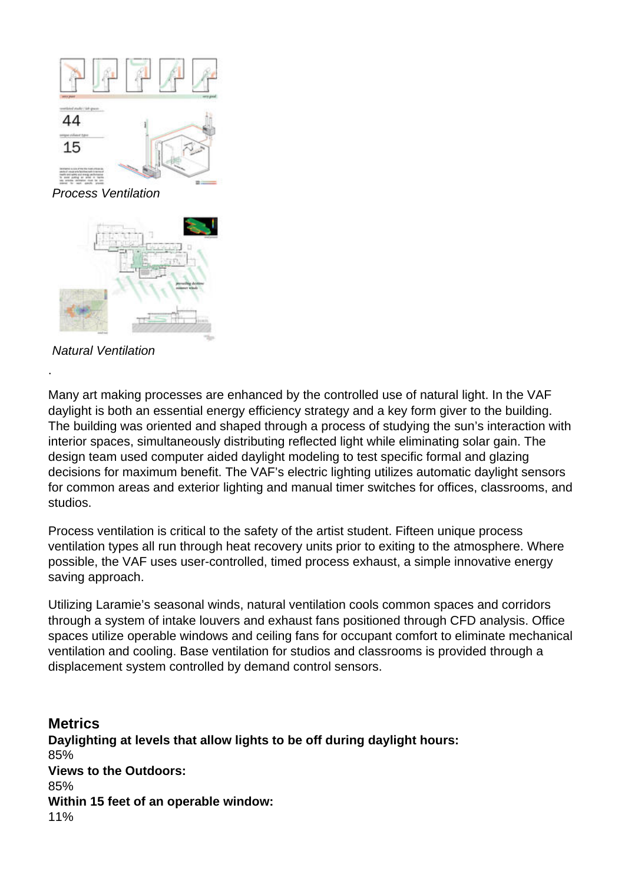*Process Ventilation*

*Natural Ventilation*

.

Many art making processes are enhanced by the controlled use of natural light. In the VAF daylight is both an essential energy efficiency strategy and a key form giver to the building. The building was oriented and shaped through a process of studying the sun's interaction with interior spaces, simultaneously distributing reflected light while eliminating solar gain. The design team used computer aided daylight modeling to test specific formal and glazing decisions for maximum benefit. The VAF's electric lighting utilizes automatic daylight sensors for common areas and exterior lighting and manual timer switches for offices, classrooms, and studios.

Process ventilation is critical to the safety of the artist student. Fifteen unique process ventilation types all run through heat recovery units prior to exiting to the atmosphere. Where possible, the VAF uses user-controlled, timed process exhaust, a simple innovative energy saving approach.

Utilizing Laramie's seasonal winds, natural ventilation cools common spaces and corridors through a system of intake louvers and exhaust fans positioned through CFD analysis. Office spaces utilize operable windows and ceiling fans for occupant comfort to eliminate mechanical ventilation and cooling. Base ventilation for studios and classrooms is provided through a displacement system controlled by demand control sensors.

## Metrics

**Daylighting at levels that allow lights to be off during daylight hours:**
85%

**Views to the Outdoors:**
85%

**Within 15 feet of an operable window:**
11%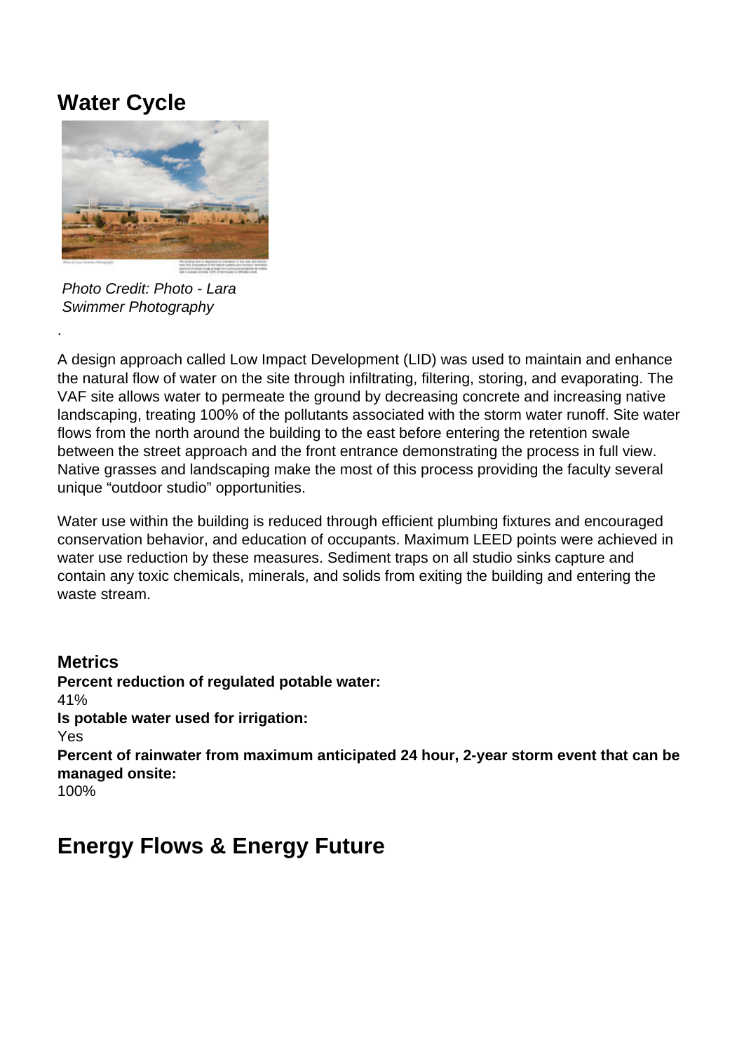## Water Cycle

*Photo Credit: Photo - Lara Swimmer Photography*

.

A design approach called Low Impact Development (LID) was used to maintain and enhance the natural flow of water on the site through infiltrating, filtering, storing, and evaporating. The VAF site allows water to permeate the ground by decreasing concrete and increasing native landscaping, treating 100% of the pollutants associated with the storm water runoff. Site water flows from the north around the building to the east before entering the retention swale between the street approach and the front entrance demonstrating the process in full view. Native grasses and landscaping make the most of this process providing the faculty several unique “outdoor studio” opportunities.

Water use within the building is reduced through efficient plumbing fixtures and encouraged conservation behavior, and education of occupants. Maximum LEED points were achieved in water use reduction by these measures. Sediment traps on all studio sinks capture and contain any toxic chemicals, minerals, and solids from exiting the building and entering the waste stream.

### Metrics

**Percent reduction of regulated potable water:**
41%
**Is potable water used for irrigation:**
Yes
**Percent of rainwater from maximum anticipated 24 hour, 2-year storm event that can be managed onsite:**
100%

## Energy Flows & Energy Future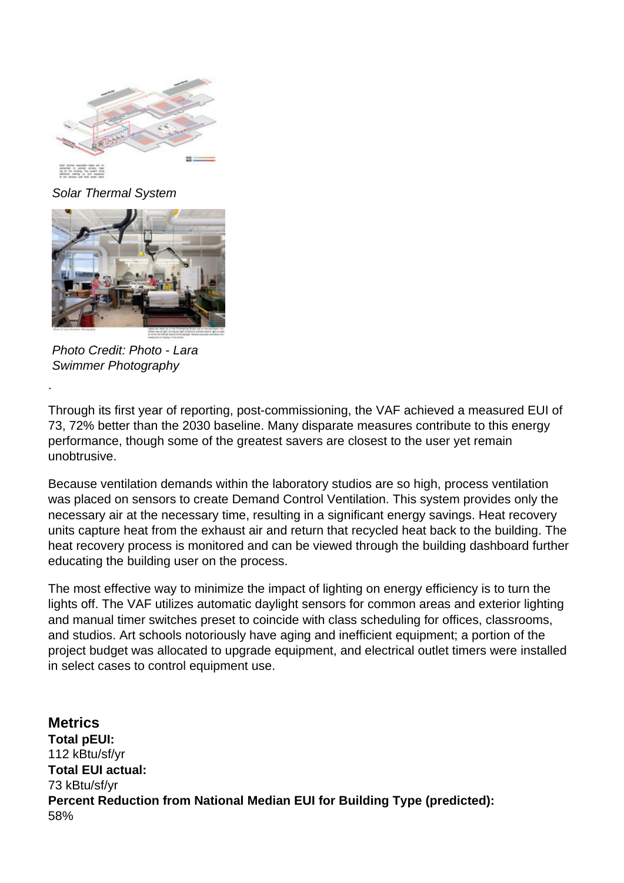Solar Thermal System

Photo Credit: Photo - Lara Swimmer Photography

.

Through its first year of reporting, post-commissioning, the VAF achieved a measured EUI of 73, 72% better than the 2030 baseline. Many disparate measures contribute to this energy performance, though some of the greatest savers are closest to the user yet remain unobtrusive.

Because ventilation demands within the laboratory studios are so high, process ventilation was placed on sensors to create Demand Control Ventilation. This system provides only the necessary air at the necessary time, resulting in a significant energy savings. Heat recovery units capture heat from the exhaust air and return that recycled heat back to the building. The heat recovery process is monitored and can be viewed through the building dashboard further educating the building user on the process.

The most effective way to minimize the impact of lighting on energy efficiency is to turn the lights off. The VAF utilizes automatic daylight sensors for common areas and exterior lighting and manual timer switches preset to coincide with class scheduling for offices, classrooms, and studios. Art schools notoriously have aging and inefficient equipment; a portion of the project budget was allocated to upgrade equipment, and electrical outlet timers were installed in select cases to control equipment use.

## Metrics

**Total pEUI:**
112 kBtu/sf/yr
**Total EUI actual:**
73 kBtu/sf/yr
**Percent Reduction from National Median EUI for Building Type (predicted):**
58%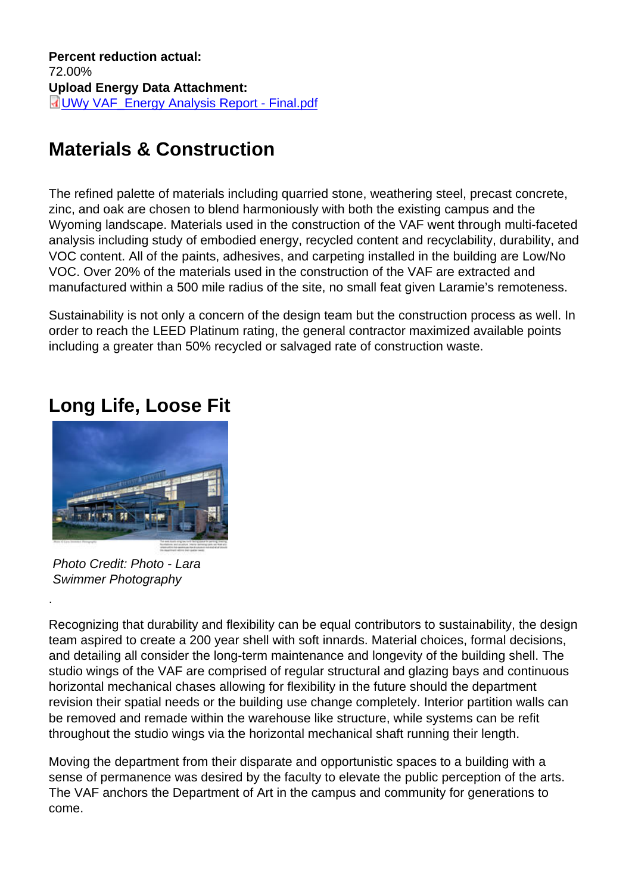**Percent reduction actual:**
72.00%
**Upload Energy Data Attachment:**
UWy VAF_Energy Analysis Report - Final.pdf

## Materials & Construction

The refined palette of materials including quarried stone, weathering steel, precast concrete, zinc, and oak are chosen to blend harmoniously with both the existing campus and the Wyoming landscape. Materials used in the construction of the VAF went through multi-faceted analysis including study of embodied energy, recycled content and recyclability, durability, and VOC content. All of the paints, adhesives, and carpeting installed in the building are Low/No VOC. Over 20% of the materials used in the construction of the VAF are extracted and manufactured within a 500 mile radius of the site, no small feat given Laramie's remoteness.

Sustainability is not only a concern of the design team but the construction process as well. In order to reach the LEED Platinum rating, the general contractor maximized available points including a greater than 50% recycled or salvaged rate of construction waste.

## Long Life, Loose Fit

*Photo Credit: Photo - Lara Swimmer Photography*

.

Recognizing that durability and flexibility can be equal contributors to sustainability, the design team aspired to create a 200 year shell with soft innards. Material choices, formal decisions, and detailing all consider the long-term maintenance and longevity of the building shell. The studio wings of the VAF are comprised of regular structural and glazing bays and continuous horizontal mechanical chases allowing for flexibility in the future should the department revision their spatial needs or the building use change completely. Interior partition walls can be removed and remade within the warehouse like structure, while systems can be refit throughout the studio wings via the horizontal mechanical shaft running their length.

Moving the department from their disparate and opportunistic spaces to a building with a sense of permanence was desired by the faculty to elevate the public perception of the arts. The VAF anchors the Department of Art in the campus and community for generations to come.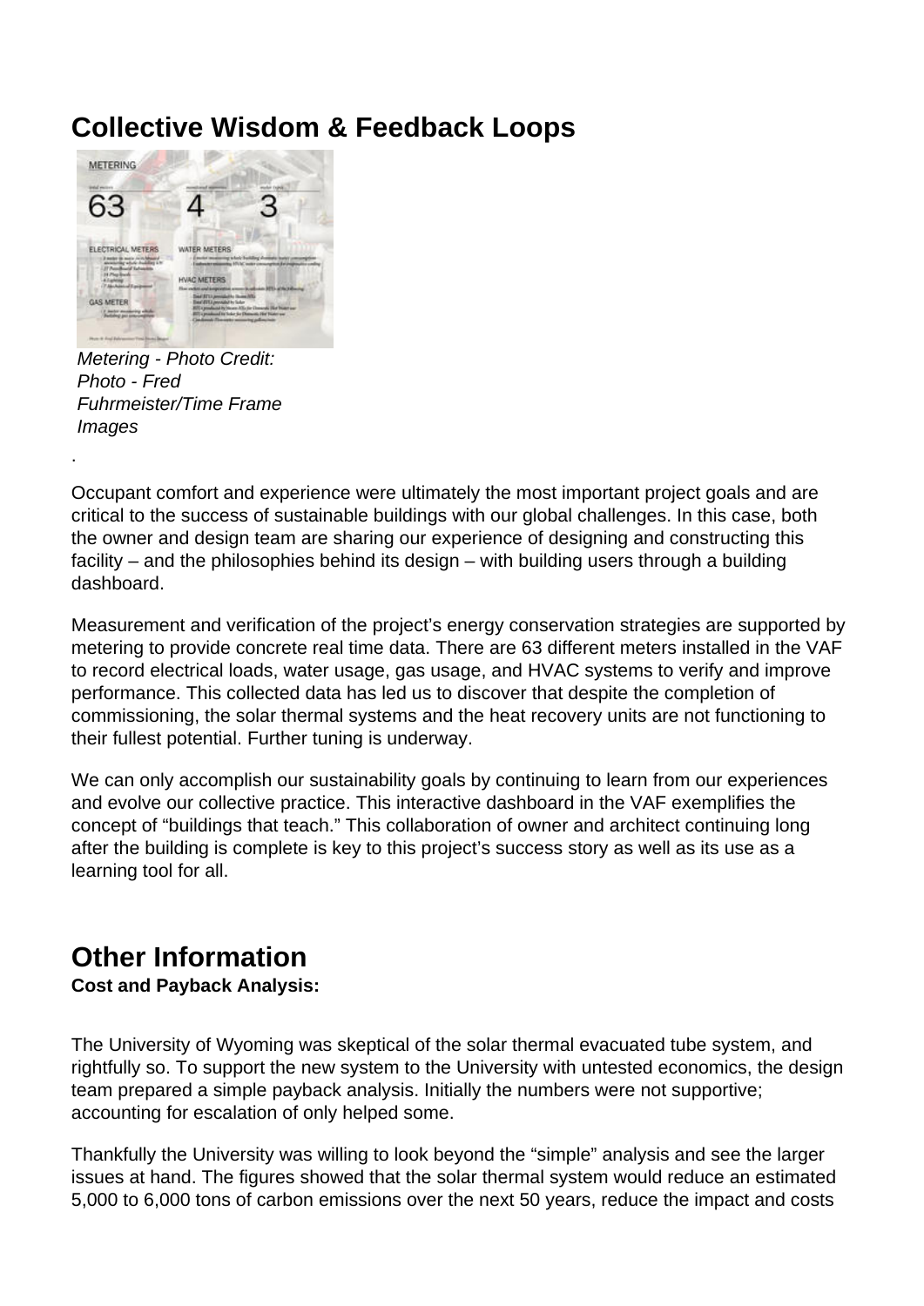## Collective Wisdom & Feedback Loops

*Metering - Photo Credit: Photo - Fred Fuhrmeister/Time Frame Images*

.

Occupant comfort and experience were ultimately the most important project goals and are critical to the success of sustainable buildings with our global challenges. In this case, both the owner and design team are sharing our experience of designing and constructing this facility – and the philosophies behind its design – with building users through a building dashboard.

Measurement and verification of the project's energy conservation strategies are supported by metering to provide concrete real time data. There are 63 different meters installed in the VAF to record electrical loads, water usage, gas usage, and HVAC systems to verify and improve performance. This collected data has led us to discover that despite the completion of commissioning, the solar thermal systems and the heat recovery units are not functioning to their fullest potential. Further tuning is underway.

We can only accomplish our sustainability goals by continuing to learn from our experiences and evolve our collective practice. This interactive dashboard in the VAF exemplifies the concept of "buildings that teach." This collaboration of owner and architect continuing long after the building is complete is key to this project's success story as well as its use as a learning tool for all.

## Other Information

**Cost and Payback Analysis:**

The University of Wyoming was skeptical of the solar thermal evacuated tube system, and rightfully so. To support the new system to the University with untested economics, the design team prepared a simple payback analysis. Initially the numbers were not supportive; accounting for escalation of only helped some.

Thankfully the University was willing to look beyond the "simple" analysis and see the larger issues at hand. The figures showed that the solar thermal system would reduce an estimated 5,000 to 6,000 tons of carbon emissions over the next 50 years, reduce the impact and costs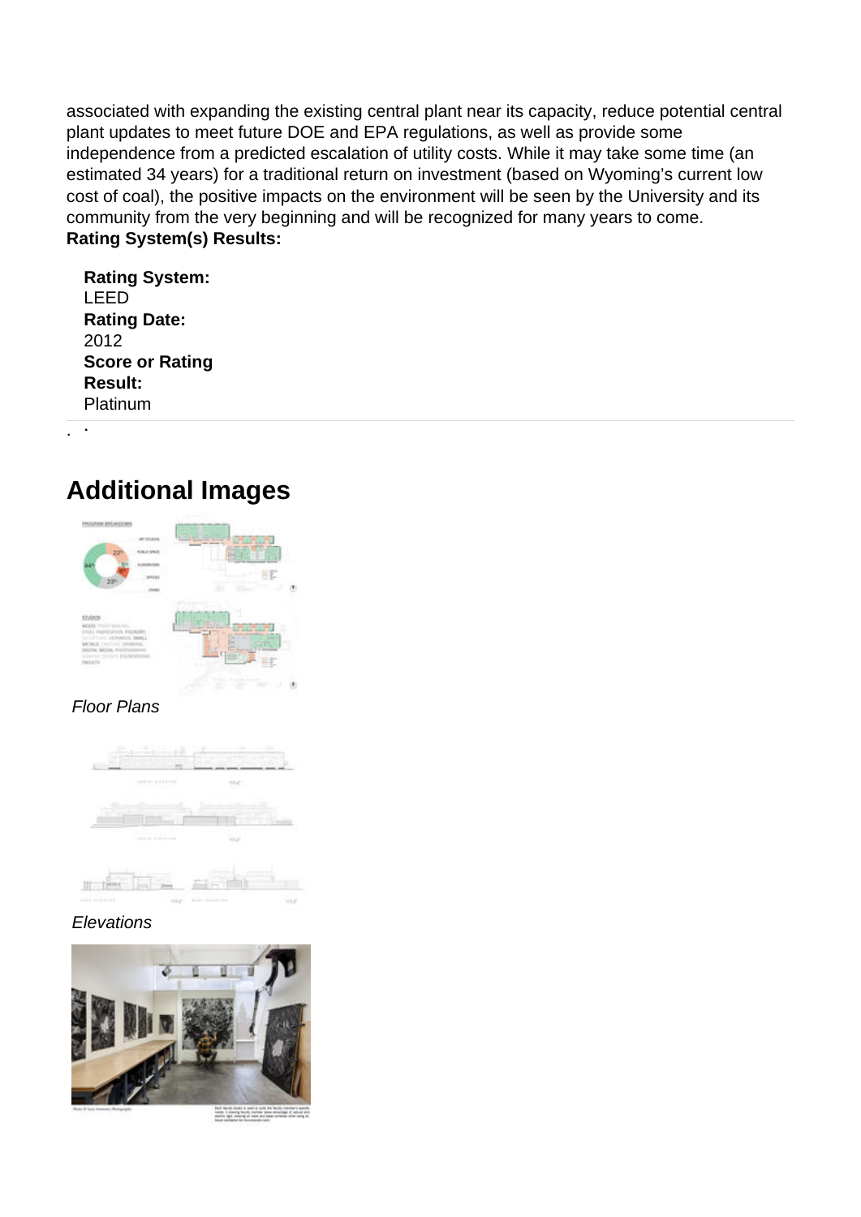associated with expanding the existing central plant near its capacity, reduce potential central plant updates to meet future DOE and EPA regulations, as well as provide some independence from a predicted escalation of utility costs. While it may take some time (an estimated 34 years) for a traditional return on investment (based on Wyoming's current low cost of coal), the positive impacts on the environment will be seen by the University and its community from the very beginning and will be recognized for many years to come.

**Rating System(s) Results:**

**Rating System:**
LEED
**Rating Date:**
2012
**Score or Rating Result:**
Platinum

## Additional Images

*Floor Plans*

*Elevations*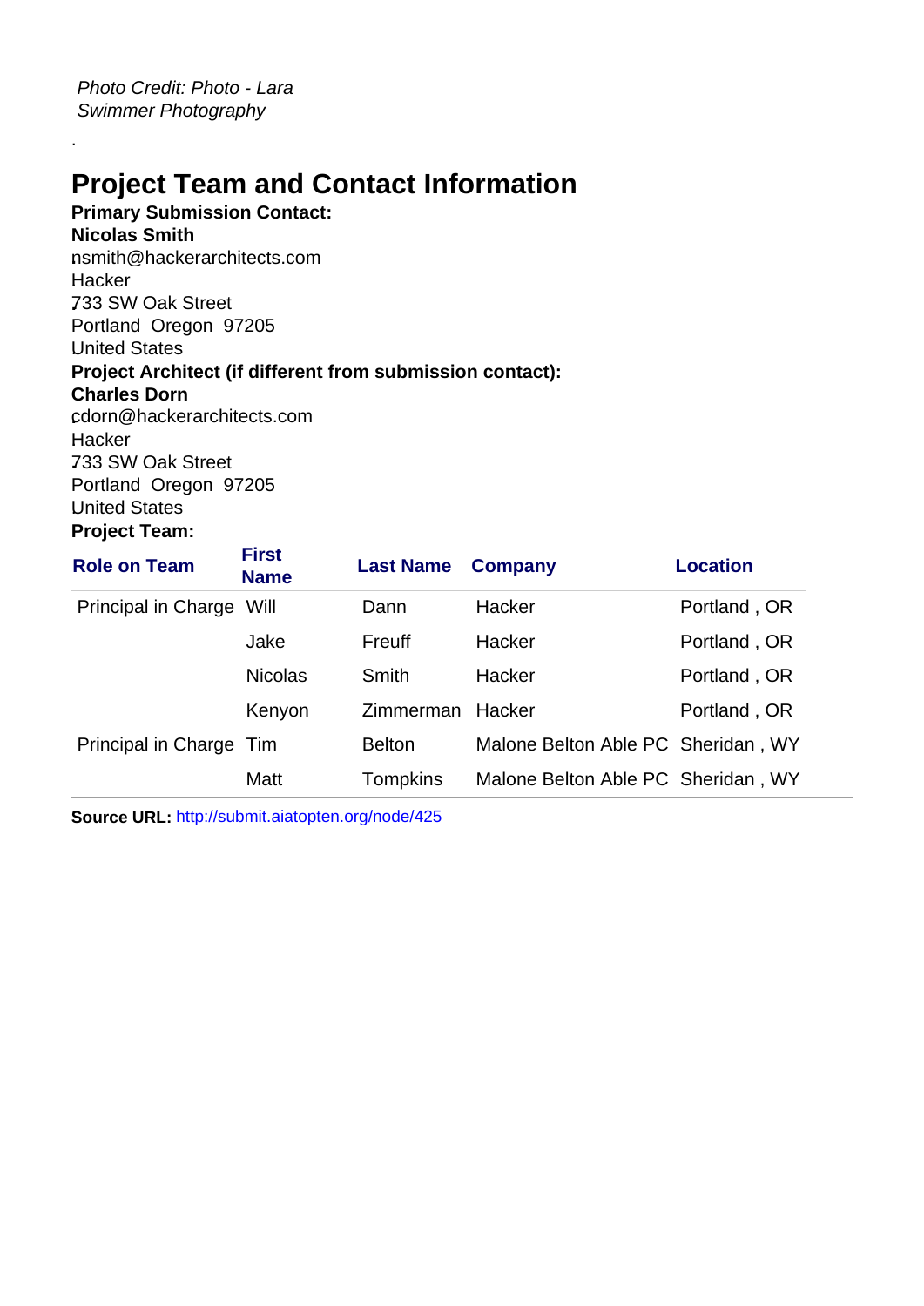*Photo Credit: Photo - Lara Swimmer Photography*

.

## Project Team and Contact Information

**Primary Submission Contact:**

**Nicolas Smith**
nsmith@hackerarchitects.com
Hacker
733 SW Oak Street
Portland Oregon 97205
United States

**Project Architect (if different from submission contact):**

**Charles Dorn**
cdorn@hackerarchitects.com
Hacker
733 SW Oak Street
Portland Oregon 97205
United States

**Project Team:**

| Role on Team | First Name | Last Name | Company | Location |
|---|---|---|---|---|
| Principal in Charge | Will | Dann | Hacker | Portland , OR |
| | Jake | Freuff | Hacker | Portland , OR |
| | Nicolas | Smith | Hacker | Portland , OR |
| | Kenyon | Zimmerman | Hacker | Portland , OR |
| Principal in Charge | Tim | Belton | Malone Belton Able PC | Sheridan , WY |
| | Matt | Tompkins | Malone Belton Able PC | Sheridan , WY |

**Source URL:** http://submit.aiatopten.org/node/425